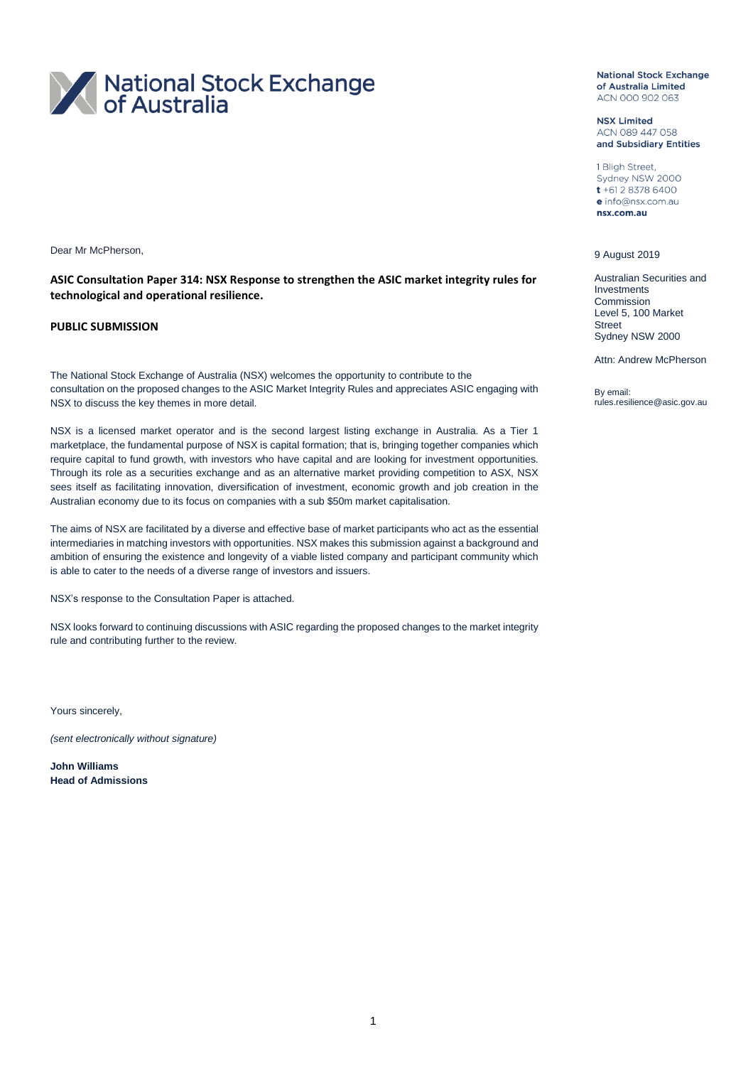# National Stock Exchange of Australia

**National Stock Exchange of Australia Limited**
ACN 000 902 063

**NSX Limited**
ACN 089 447 058
**and Subsidiary Entities**

1 Bligh Street,
Sydney NSW 2000
**t** +61 2 8378 6400
**e** info@nsx.com.au
**nsx.com.au**

9 August 2019

Australian Securities and Investments Commission
Level 5, 100 Market Street
Sydney NSW 2000

Attn: Andrew McPherson

By email:
rules.resilience@asic.gov.au

Dear Mr McPherson,

**ASIC Consultation Paper 314: NSX Response to strengthen the ASIC market integrity rules for technological and operational resilience.**

**PUBLIC SUBMISSION**

The National Stock Exchange of Australia (NSX) welcomes the opportunity to contribute to the consultation on the proposed changes to the ASIC Market Integrity Rules and appreciates ASIC engaging with NSX to discuss the key themes in more detail.

NSX is a licensed market operator and is the second largest listing exchange in Australia. As a Tier 1 marketplace, the fundamental purpose of NSX is capital formation; that is, bringing together companies which require capital to fund growth, with investors who have capital and are looking for investment opportunities. Through its role as a securities exchange and as an alternative market providing competition to ASX, NSX sees itself as facilitating innovation, diversification of investment, economic growth and job creation in the Australian economy due to its focus on companies with a sub $50m market capitalisation.

The aims of NSX are facilitated by a diverse and effective base of market participants who act as the essential intermediaries in matching investors with opportunities. NSX makes this submission against a background and ambition of ensuring the existence and longevity of a viable listed company and participant community which is able to cater to the needs of a diverse range of investors and issuers.

NSX's response to the Consultation Paper is attached.

NSX looks forward to continuing discussions with ASIC regarding the proposed changes to the market integrity rule and contributing further to the review.

Yours sincerely,

*(sent electronically without signature)*

**John Williams**
**Head of Admissions**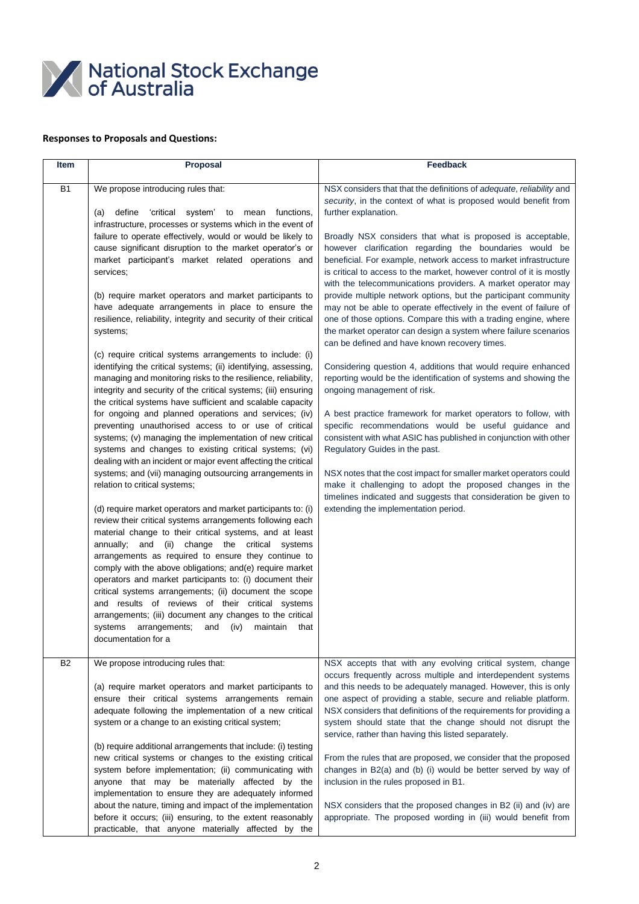National Stock Exchange of Australia

**Responses to Proposals and Questions:**

| Item | Proposal | Feedback |
| --- | --- | --- |
| B1 | We propose introducing rules that:<br><br>(a) define 'critical system' to mean functions, infrastructure, processes or systems which in the event of failure to operate effectively, would or would be likely to cause significant disruption to the market operator's or market participant's market related operations and services;<br><br>(b) require market operators and market participants to have adequate arrangements in place to ensure the resilience, reliability, integrity and security of their critical systems;<br><br>(c) require critical systems arrangements to include: (i) identifying the critical systems; (ii) identifying, assessing, managing and monitoring risks to the resilience, reliability, integrity and security of the critical systems; (iii) ensuring the critical systems have sufficient and scalable capacity for ongoing and planned operations and services; (iv) preventing unauthorised access to or use of critical systems; (v) managing the implementation of new critical systems and changes to existing critical systems; (vi) dealing with an incident or major event affecting the critical systems; and (vii) managing outsourcing arrangements in relation to critical systems;<br><br>(d) require market operators and market participants to: (i) review their critical systems arrangements following each material change to their critical systems, and at least annually; and (ii) change the critical systems arrangements as required to ensure they continue to comply with the above obligations; and(e) require market operators and market participants to: (i) document their critical systems arrangements; (ii) document the scope and results of reviews of their critical systems arrangements; (iii) document any changes to the critical systems arrangements; and (iv) maintain that documentation for a | NSX considers that that the definitions of *adequate*, *reliability* and *security*, in the context of what is proposed would benefit from further explanation.<br><br>Broadly NSX considers that what is proposed is acceptable, however clarification regarding the boundaries would be beneficial. For example, network access to market infrastructure is critical to access to the market, however control of it is mostly with the telecommunications providers. A market operator may provide multiple network options, but the participant community may not be able to operate effectively in the event of failure of one of those options. Compare this with a trading engine, where the market operator can design a system where failure scenarios can be defined and have known recovery times.<br><br>Considering question 4, additions that would require enhanced reporting would be the identification of systems and showing the ongoing management of risk.<br><br>A best practice framework for market operators to follow, with specific recommendations would be useful guidance and consistent with what ASIC has published in conjunction with other Regulatory Guides in the past.<br><br>NSX notes that the cost impact for smaller market operators could make it challenging to adopt the proposed changes in the timelines indicated and suggests that consideration be given to extending the implementation period. |
| B2 | We propose introducing rules that:<br><br>(a) require market operators and market participants to ensure their critical systems arrangements remain adequate following the implementation of a new critical system or a change to an existing critical system;<br><br>(b) require additional arrangements that include: (i) testing new critical systems or changes to the existing critical system before implementation; (ii) communicating with anyone that may be materially affected by the implementation to ensure they are adequately informed about the nature, timing and impact of the implementation before it occurs; (iii) ensuring, to the extent reasonably practicable, that anyone materially affected by the | NSX accepts that with any evolving critical system, change occurs frequently across multiple and interdependent systems and this needs to be adequately managed. However, this is only one aspect of providing a stable, secure and reliable platform. NSX considers that definitions of the requirements for providing a system should state that the change should not disrupt the service, rather than having this listed separately.<br><br>From the rules that are proposed, we consider that the proposed changes in B2(a) and (b) (i) would be better served by way of inclusion in the rules proposed in B1.<br><br>NSX considers that the proposed changes in B2 (ii) and (iv) are appropriate. The proposed wording in (iii) would benefit from |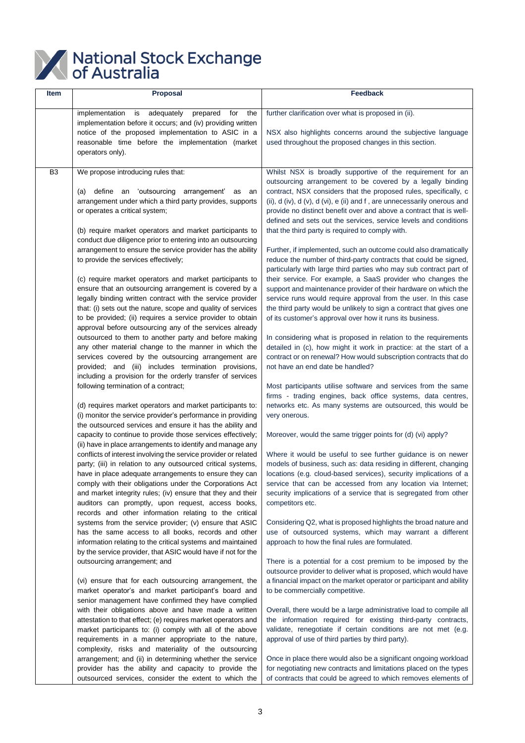| Item | Proposal | Feedback |
|---|---|---|
| | implementation is adequately prepared for the implementation before it occurs; and (iv) providing written notice of the proposed implementation to ASIC in a reasonable time before the implementation (market operators only). | further clarification over what is proposed in (ii).<br><br>NSX also highlights concerns around the subjective language used throughout the proposed changes in this section. |
| B3 | We propose introducing rules that:<br><br>(a) define an 'outsourcing arrangement' as an arrangement under which a third party provides, supports or operates a critical system;<br><br>(b) require market operators and market participants to conduct due diligence prior to entering into an outsourcing arrangement to ensure the service provider has the ability to provide the services effectively;<br><br>(c) require market operators and market participants to ensure that an outsourcing arrangement is covered by a legally binding written contract with the service provider that: (i) sets out the nature, scope and quality of services to be provided; (ii) requires a service provider to obtain approval before outsourcing any of the services already outsourced to them to another party and before making any other material change to the manner in which the services covered by the outsourcing arrangement are provided; and (iii) includes termination provisions, including a provision for the orderly transfer of services following termination of a contract;<br><br>(d) requires market operators and market participants to: (i) monitor the service provider's performance in providing the outsourced services and ensure it has the ability and capacity to continue to provide those services effectively; (ii) have in place arrangements to identify and manage any conflicts of interest involving the service provider or related party; (iii) in relation to any outsourced critical systems, have in place adequate arrangements to ensure they can comply with their obligations under the Corporations Act and market integrity rules; (iv) ensure that they and their auditors can promptly, upon request, access books, records and other information relating to the critical systems from the service provider; (v) ensure that ASIC has the same access to all books, records and other information relating to the critical systems and maintained by the service provider, that ASIC would have if not for the outsourcing arrangement; and<br><br>(vi) ensure that for each outsourcing arrangement, the market operator's and market participant's board and senior management have confirmed they have complied with their obligations above and have made a written attestation to that effect; (e) requires market operators and market participants to: (i) comply with all of the above requirements in a manner appropriate to the nature, complexity, risks and materiality of the outsourcing arrangement; and (ii) in determining whether the service provider has the ability and capacity to provide the outsourced services, consider the extent to which the | Whilst NSX is broadly supportive of the requirement for an outsourcing arrangement to be covered by a legally binding contract, NSX considers that the proposed rules, specifically, c (ii), d (iv), d (v), d (vi), e (ii) and f , are unnecessarily onerous and provide no distinct benefit over and above a contract that is well-defined and sets out the services, service levels and conditions that the third party is required to comply with.<br><br>Further, if implemented, such an outcome could also dramatically reduce the number of third-party contracts that could be signed, particularly with large third parties who may sub contract part of their service. For example, a SaaS provider who changes the support and maintenance provider of their hardware on which the service runs would require approval from the user. In this case the third party would be unlikely to sign a contract that gives one of its customer's approval over how it runs its business.<br><br>In considering what is proposed in relation to the requirements detailed in (c), how might it work in practice: at the start of a contract or on renewal? How would subscription contracts that do not have an end date be handled?<br><br>Most participants utilise software and services from the same firms - trading engines, back office systems, data centres, networks etc. As many systems are outsourced, this would be very onerous.<br><br>Moreover, would the same trigger points for (d) (vi) apply?<br><br>Where it would be useful to see further guidance is on newer models of business, such as: data residing in different, changing locations (e.g. cloud-based services), security implications of a service that can be accessed from any location via Internet; security implications of a service that is segregated from other competitors etc.<br><br>Considering Q2, what is proposed highlights the broad nature and use of outsourced systems, which may warrant a different approach to how the final rules are formulated.<br><br>There is a potential for a cost premium to be imposed by the outsource provider to deliver what is proposed, which would have a financial impact on the market operator or participant and ability to be commercially competitive.<br><br>Overall, there would be a large administrative load to compile all the information required for existing third-party contracts, validate, renegotiate if certain conditions are not met (e.g. approval of use of third parties by third party).<br><br>Once in place there would also be a significant ongoing workload for negotiating new contracts and limitations placed on the types of contracts that could be agreed to which removes elements of |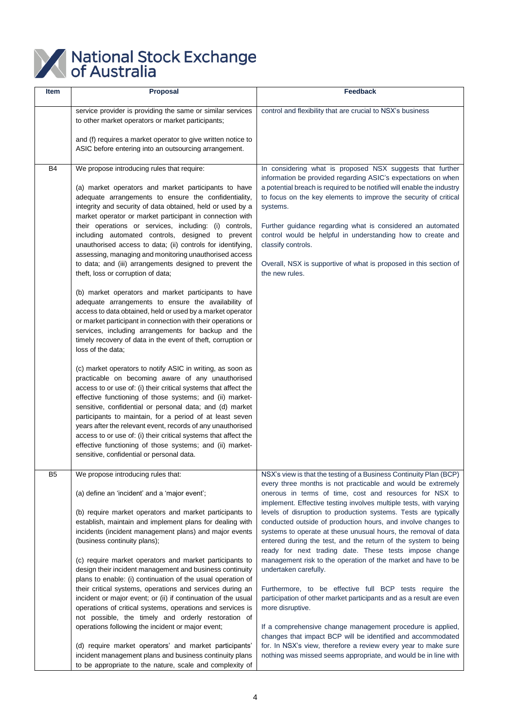| Item | Proposal | Feedback |
|---|---|---|
| | service provider is providing the same or similar services to other market operators or market participants;<br><br>and (f) requires a market operator to give written notice to ASIC before entering into an outsourcing arrangement. | control and flexibility that are crucial to NSX's business |
| B4 | We propose introducing rules that require:<br><br>(a) market operators and market participants to have adequate arrangements to ensure the confidentiality, integrity and security of data obtained, held or used by a market operator or market participant in connection with their operations or services, including: (i) controls, including automated controls, designed to prevent unauthorised access to data; (ii) controls for identifying, assessing, managing and monitoring unauthorised access to data; and (iii) arrangements designed to prevent the theft, loss or corruption of data;<br><br>(b) market operators and market participants to have adequate arrangements to ensure the availability of access to data obtained, held or used by a market operator or market participant in connection with their operations or services, including arrangements for backup and the timely recovery of data in the event of theft, corruption or loss of the data;<br><br>(c) market operators to notify ASIC in writing, as soon as practicable on becoming aware of any unauthorised access to or use of: (i) their critical systems that affect the effective functioning of those systems; and (ii) market-sensitive, confidential or personal data; and (d) market participants to maintain, for a period of at least seven years after the relevant event, records of any unauthorised access to or use of: (i) their critical systems that affect the effective functioning of those systems; and (ii) market-sensitive, confidential or personal data. | In considering what is proposed NSX suggests that further information be provided regarding ASIC's expectations on when a potential breach is required to be notified will enable the industry to focus on the key elements to improve the security of critical systems.<br><br>Further guidance regarding what is considered an automated control would be helpful in understanding how to create and classify controls.<br><br>Overall, NSX is supportive of what is proposed in this section of the new rules. |
| B5 | We propose introducing rules that:<br><br>(a) define an 'incident' and a 'major event';<br><br>(b) require market operators and market participants to establish, maintain and implement plans for dealing with incidents (incident management plans) and major events (business continuity plans);<br><br>(c) require market operators and market participants to design their incident management and business continuity plans to enable: (i) continuation of the usual operation of their critical systems, operations and services during an incident or major event; or (ii) if continuation of the usual operations of critical systems, operations and services is not possible, the timely and orderly restoration of operations following the incident or major event;<br><br>(d) require market operators' and market participants' incident management plans and business continuity plans to be appropriate to the nature, scale and complexity of | NSX's view is that the testing of a Business Continuity Plan (BCP) every three months is not practicable and would be extremely onerous in terms of time, cost and resources for NSX to implement. Effective testing involves multiple tests, with varying levels of disruption to production systems. Tests are typically conducted outside of production hours, and involve changes to systems to operate at these unusual hours, the removal of data entered during the test, and the return of the system to being ready for next trading date. These tests impose change management risk to the operation of the market and have to be undertaken carefully.<br><br>Furthermore, to be effective full BCP tests require the participation of other market participants and as a result are even more disruptive.<br><br>If a comprehensive change management procedure is applied, changes that impact BCP will be identified and accommodated for. In NSX's view, therefore a review every year to make sure nothing was missed seems appropriate, and would be in line with |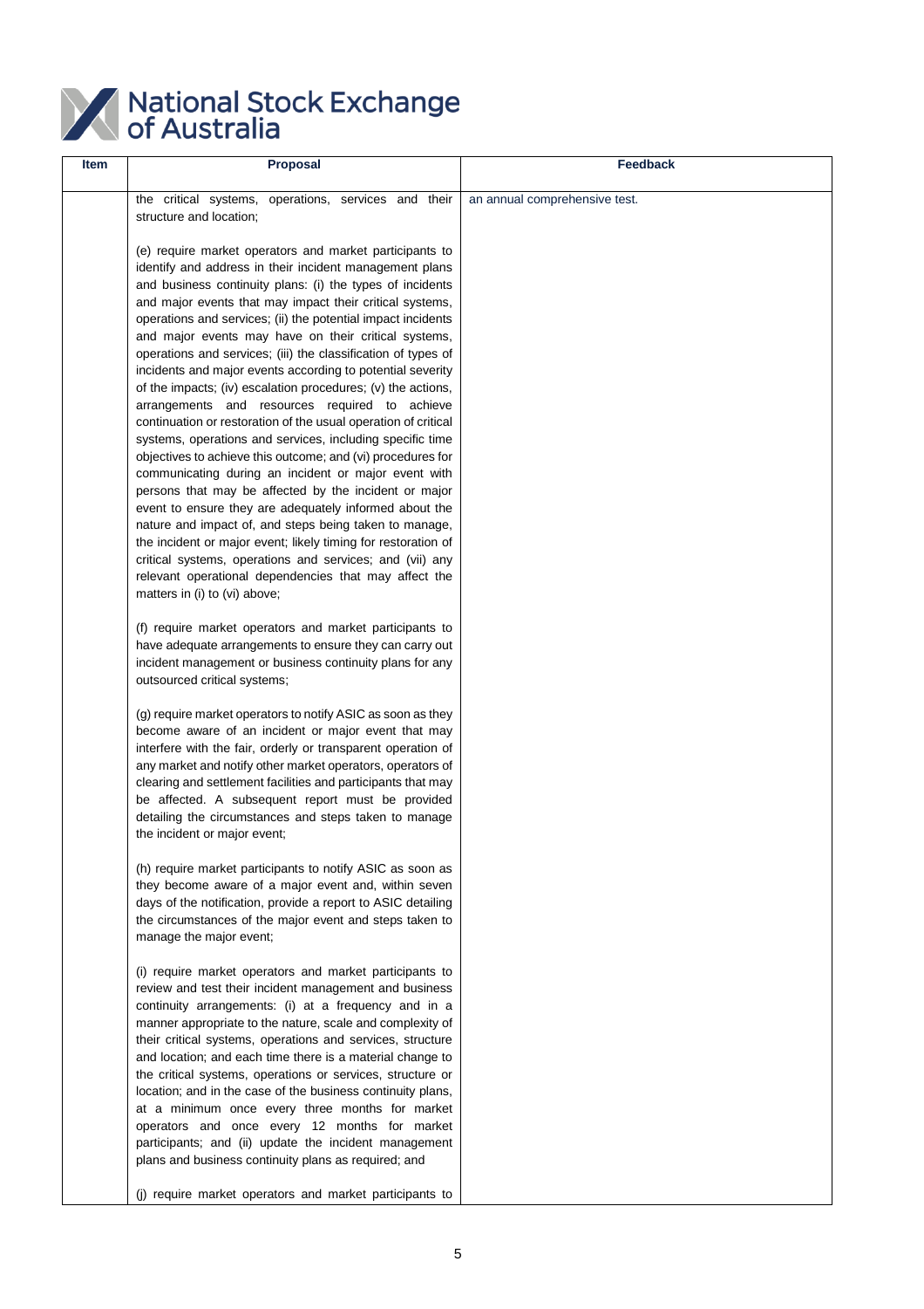| Item | Proposal | Feedback |
|---|---|---|
| | the critical systems, operations, services and their structure and location;<br><br>(e) require market operators and market participants to identify and address in their incident management plans and business continuity plans: (i) the types of incidents and major events that may impact their critical systems, operations and services; (ii) the potential impact incidents and major events may have on their critical systems, operations and services; (iii) the classification of types of incidents and major events according to potential severity of the impacts; (iv) escalation procedures; (v) the actions, arrangements and resources required to achieve continuation or restoration of the usual operation of critical systems, operations and services, including specific time objectives to achieve this outcome; and (vi) procedures for communicating during an incident or major event with persons that may be affected by the incident or major event to ensure they are adequately informed about the nature and impact of, and steps being taken to manage, the incident or major event; likely timing for restoration of critical systems, operations and services; and (vii) any relevant operational dependencies that may affect the matters in (i) to (vi) above;<br><br>(f) require market operators and market participants to have adequate arrangements to ensure they can carry out incident management or business continuity plans for any outsourced critical systems;<br><br>(g) require market operators to notify ASIC as soon as they become aware of an incident or major event that may interfere with the fair, orderly or transparent operation of any market and notify other market operators, operators of clearing and settlement facilities and participants that may be affected. A subsequent report must be provided detailing the circumstances and steps taken to manage the incident or major event;<br><br>(h) require market participants to notify ASIC as soon as they become aware of a major event and, within seven days of the notification, provide a report to ASIC detailing the circumstances of the major event and steps taken to manage the major event;<br><br>(i) require market operators and market participants to review and test their incident management and business continuity arrangements: (i) at a frequency and in a manner appropriate to the nature, scale and complexity of their critical systems, operations and services, structure and location; and each time there is a material change to the critical systems, operations or services, structure or location; and in the case of the business continuity plans, at a minimum once every three months for market operators and once every 12 months for market participants; and (ii) update the incident management plans and business continuity plans as required; and<br><br>(j) require market operators and market participants to | an annual comprehensive test. |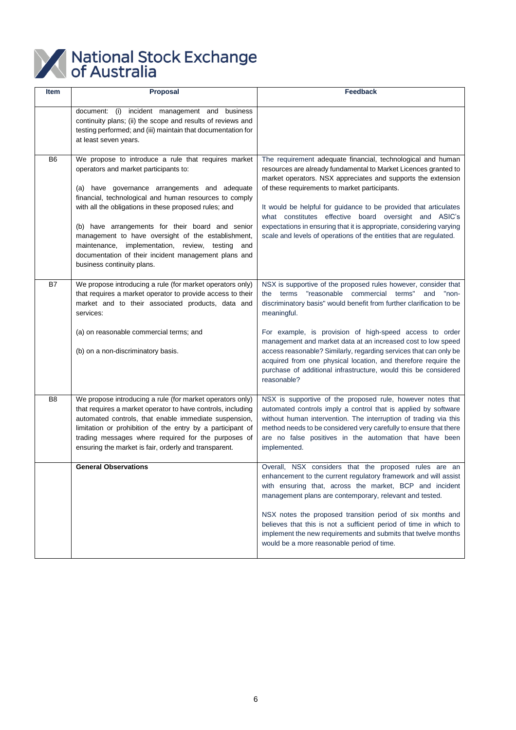| Item | Proposal | Feedback |
|---|---|---|
| | document: (i) incident management and business continuity plans; (ii) the scope and results of reviews and testing performed; and (iii) maintain that documentation for at least seven years. | |
| B6 | We propose to introduce a rule that requires market operators and market participants to:<br><br>(a) have governance arrangements and adequate financial, technological and human resources to comply with all the obligations in these proposed rules; and<br><br>(b) have arrangements for their board and senior management to have oversight of the establishment, maintenance, implementation, review, testing and documentation of their incident management plans and business continuity plans. | The requirement adequate financial, technological and human resources are already fundamental to Market Licences granted to market operators. NSX appreciates and supports the extension of these requirements to market participants.<br><br>It would be helpful for guidance to be provided that articulates what constitutes effective board oversight and ASIC's expectations in ensuring that it is appropriate, considering varying scale and levels of operations of the entities that are regulated. |
| B7 | We propose introducing a rule (for market operators only) that requires a market operator to provide access to their market and to their associated products, data and services:<br><br>(a) on reasonable commercial terms; and<br><br>(b) on a non-discriminatory basis. | NSX is supportive of the proposed rules however, consider that the terms "reasonable commercial terms" and "non-discriminatory basis" would benefit from further clarification to be meaningful.<br><br>For example, is provision of high-speed access to order management and market data at an increased cost to low speed access reasonable? Similarly, regarding services that can only be acquired from one physical location, and therefore require the purchase of additional infrastructure, would this be considered reasonable? |
| B8 | We propose introducing a rule (for market operators only) that requires a market operator to have controls, including automated controls, that enable immediate suspension, limitation or prohibition of the entry by a participant of trading messages where required for the purposes of ensuring the market is fair, orderly and transparent. | NSX is supportive of the proposed rule, however notes that automated controls imply a control that is applied by software without human intervention. The interruption of trading via this method needs to be considered very carefully to ensure that there are no false positives in the automation that have been implemented. |
| | **General Observations** | Overall, NSX considers that the proposed rules are an enhancement to the current regulatory framework and will assist with ensuring that, across the market, BCP and incident management plans are contemporary, relevant and tested.<br><br>NSX notes the proposed transition period of six months and believes that this is not a sufficient period of time in which to implement the new requirements and submits that twelve months would be a more reasonable period of time. |